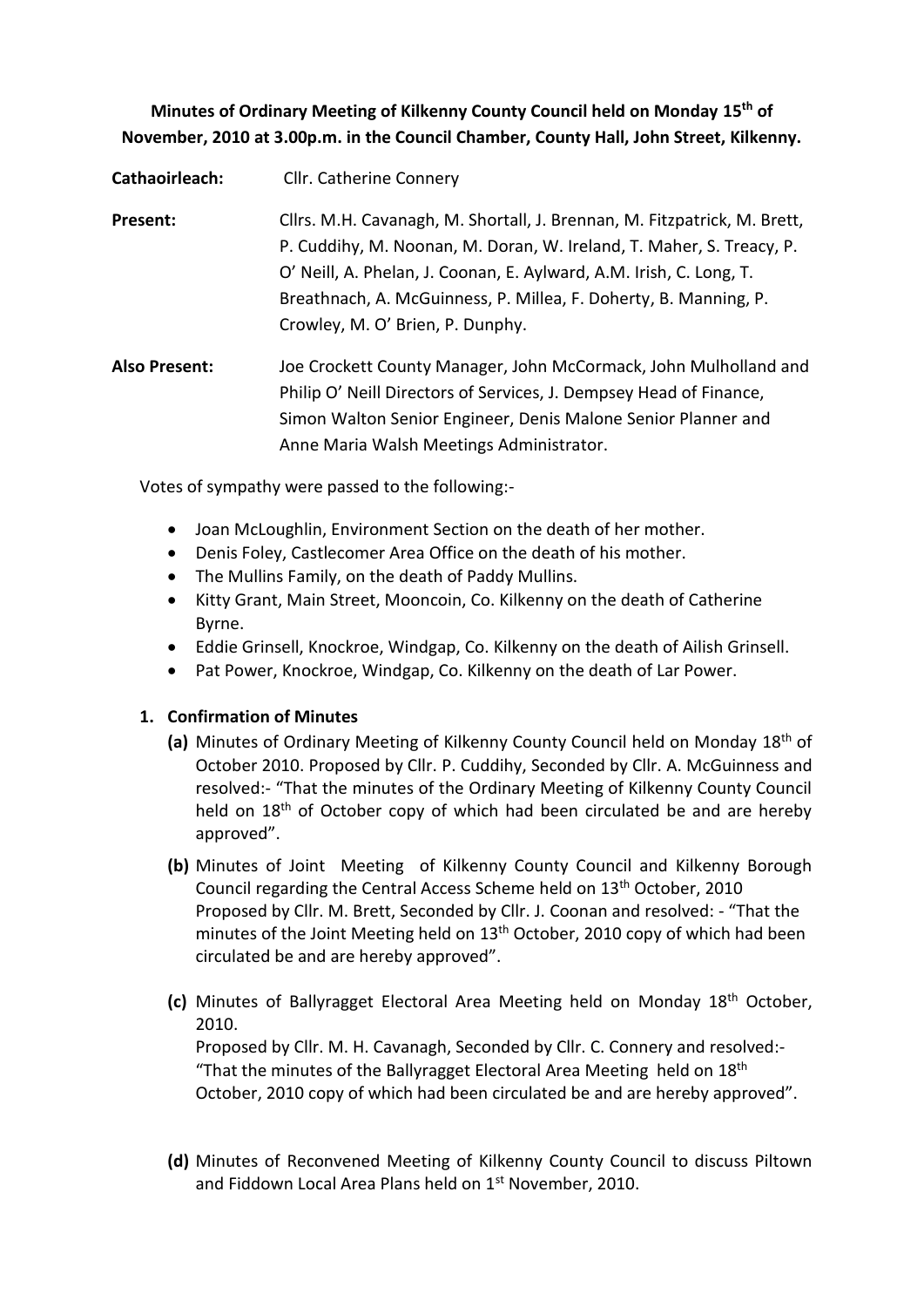**Minutes of Ordinary Meeting of Kilkenny County Council held on Monday 15th of November, 2010 at 3.00p.m. in the Council Chamber, County Hall, John Street, Kilkenny.**

**Cathaoirleach:** Cllr. Catherine Connery

**Present:** Cllrs. M.H. Cavanagh, M. Shortall, J. Brennan, M. Fitzpatrick, M. Brett, P. Cuddihy, M. Noonan, M. Doran, W. Ireland, T. Maher, S. Treacy, P. O' Neill, A. Phelan, J. Coonan, E. Aylward, A.M. Irish, C. Long, T. Breathnach, A. McGuinness, P. Millea, F. Doherty, B. Manning, P. Crowley, M. O' Brien, P. Dunphy.

**Also Present:** Joe Crockett County Manager, John McCormack, John Mulholland and Philip O' Neill Directors of Services, J. Dempsey Head of Finance, Simon Walton Senior Engineer, Denis Malone Senior Planner and Anne Maria Walsh Meetings Administrator.

Votes of sympathy were passed to the following:-

- Joan McLoughlin, Environment Section on the death of her mother.
- Denis Foley, Castlecomer Area Office on the death of his mother.
- The Mullins Family, on the death of Paddy Mullins.
- Kitty Grant, Main Street, Mooncoin, Co. Kilkenny on the death of Catherine Byrne.
- Eddie Grinsell, Knockroe, Windgap, Co. Kilkenny on the death of Ailish Grinsell.
- Pat Power, Knockroe, Windgap, Co. Kilkenny on the death of Lar Power.

**1. Confirmation of Minutes**

**(a)** Minutes of Ordinary Meeting of Kilkenny County Council held on Monday 18th of October 2010. Proposed by Cllr. P. Cuddihy, Seconded by Cllr. A. McGuinness and resolved:- "That the minutes of the Ordinary Meeting of Kilkenny County Council held on 18th of October copy of which had been circulated be and are hereby approved".

**(b)** Minutes of Joint Meeting of Kilkenny County Council and Kilkenny Borough Council regarding the Central Access Scheme held on 13th October, 2010 Proposed by Cllr. M. Brett, Seconded by Cllr. J. Coonan and resolved: - "That the minutes of the Joint Meeting held on 13th October, 2010 copy of which had been circulated be and are hereby approved".

**(c)** Minutes of Ballyragget Electoral Area Meeting held on Monday 18th October, 2010.
Proposed by Cllr. M. H. Cavanagh, Seconded by Cllr. C. Connery and resolved:- "That the minutes of the Ballyragget Electoral Area Meeting held on 18th October, 2010 copy of which had been circulated be and are hereby approved".

**(d)** Minutes of Reconvened Meeting of Kilkenny County Council to discuss Piltown and Fiddown Local Area Plans held on 1st November, 2010.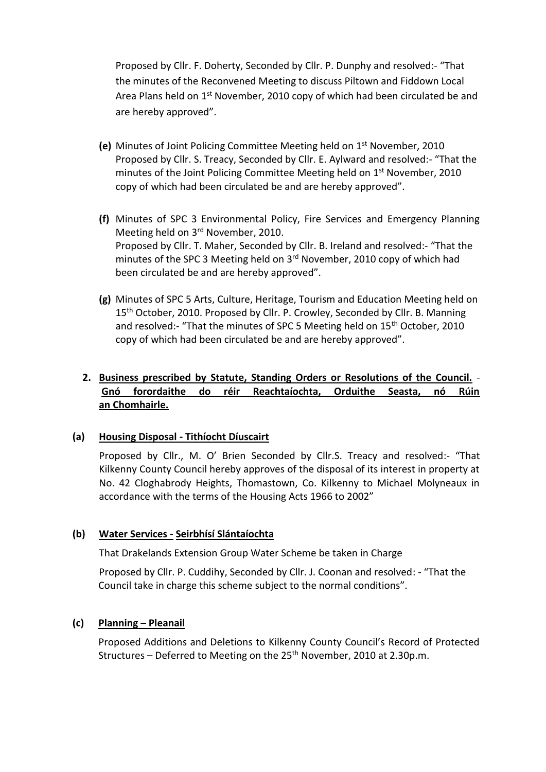Proposed by Cllr. F. Doherty, Seconded by Cllr. P. Dunphy and resolved:- "That the minutes of the Reconvened Meeting to discuss Piltown and Fiddown Local Area Plans held on 1st November, 2010 copy of which had been circulated be and are hereby approved".

**(e)** Minutes of Joint Policing Committee Meeting held on 1st November, 2010 Proposed by Cllr. S. Treacy, Seconded by Cllr. E. Aylward and resolved:- "That the minutes of the Joint Policing Committee Meeting held on 1st November, 2010 copy of which had been circulated be and are hereby approved".

**(f)** Minutes of SPC 3 Environmental Policy, Fire Services and Emergency Planning Meeting held on 3rd November, 2010.
Proposed by Cllr. T. Maher, Seconded by Cllr. B. Ireland and resolved:- "That the minutes of the SPC 3 Meeting held on 3rd November, 2010 copy of which had been circulated be and are hereby approved".

**(g)** Minutes of SPC 5 Arts, Culture, Heritage, Tourism and Education Meeting held on 15th October, 2010. Proposed by Cllr. P. Crowley, Seconded by Cllr. B. Manning and resolved:- "That the minutes of SPC 5 Meeting held on 15th October, 2010 copy of which had been circulated be and are hereby approved".

**2. Business prescribed by Statute, Standing Orders or Resolutions of the Council. - Gnó forordaithe do réir Reachtaíochta, Orduithe Seasta, nó Rúin an Chomhairle.**

**(a) Housing Disposal - Tithíocht Díuscairt**

Proposed by Cllr., M. O' Brien Seconded by Cllr.S. Treacy and resolved:- "That Kilkenny County Council hereby approves of the disposal of its interest in property at No. 42 Cloghabrody Heights, Thomastown, Co. Kilkenny to Michael Molyneaux in accordance with the terms of the Housing Acts 1966 to 2002"

**(b) Water Services - Seirbhísí Slántaíochta**

That Drakelands Extension Group Water Scheme be taken in Charge

Proposed by Cllr. P. Cuddihy, Seconded by Cllr. J. Coonan and resolved: - "That the Council take in charge this scheme subject to the normal conditions".

**(c) Planning – Pleanail**

Proposed Additions and Deletions to Kilkenny County Council's Record of Protected Structures – Deferred to Meeting on the 25th November, 2010 at 2.30p.m.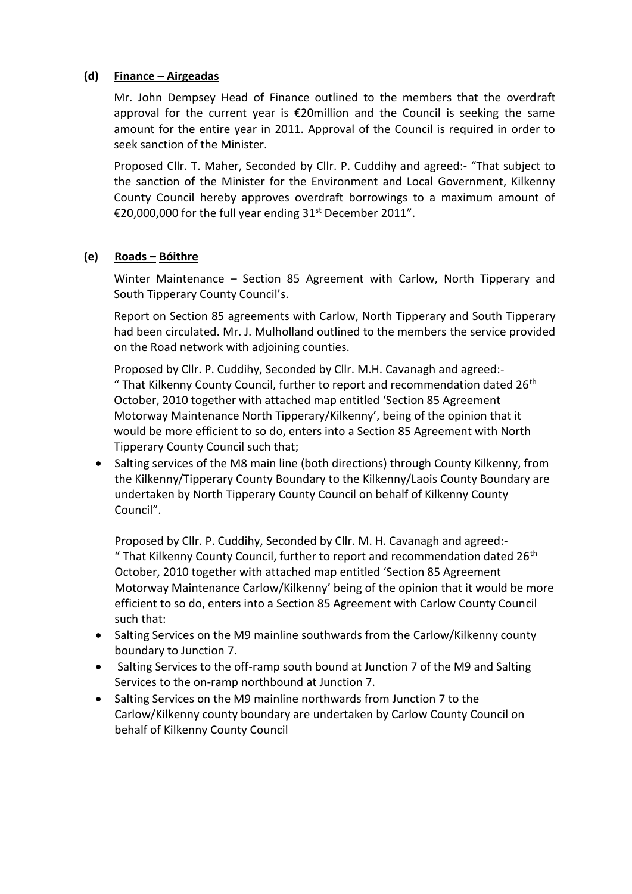**(d) Finance – Airgeadas**

Mr. John Dempsey Head of Finance outlined to the members that the overdraft approval for the current year is €20million and the Council is seeking the same amount for the entire year in 2011. Approval of the Council is required in order to seek sanction of the Minister.

Proposed Cllr. T. Maher, Seconded by Cllr. P. Cuddihy and agreed:- "That subject to the sanction of the Minister for the Environment and Local Government, Kilkenny County Council hereby approves overdraft borrowings to a maximum amount of €20,000,000 for the full year ending 31st December 2011".

**(e) Roads – Bóithre**

Winter Maintenance – Section 85 Agreement with Carlow, North Tipperary and South Tipperary County Council's.

Report on Section 85 agreements with Carlow, North Tipperary and South Tipperary had been circulated. Mr. J. Mulholland outlined to the members the service provided on the Road network with adjoining counties.

Proposed by Cllr. P. Cuddihy, Seconded by Cllr. M.H. Cavanagh and agreed:-
" That Kilkenny County Council, further to report and recommendation dated 26th October, 2010 together with attached map entitled 'Section 85 Agreement Motorway Maintenance North Tipperary/Kilkenny', being of the opinion that it would be more efficient to so do, enters into a Section 85 Agreement with North Tipperary County Council such that;

- Salting services of the M8 main line (both directions) through County Kilkenny, from the Kilkenny/Tipperary County Boundary to the Kilkenny/Laois County Boundary are undertaken by North Tipperary County Council on behalf of Kilkenny County Council".

Proposed by Cllr. P. Cuddihy, Seconded by Cllr. M. H. Cavanagh and agreed:-
" That Kilkenny County Council, further to report and recommendation dated 26th October, 2010 together with attached map entitled 'Section 85 Agreement Motorway Maintenance Carlow/Kilkenny' being of the opinion that it would be more efficient to so do, enters into a Section 85 Agreement with Carlow County Council such that:

- Salting Services on the M9 mainline southwards from the Carlow/Kilkenny county boundary to Junction 7.
- Salting Services to the off-ramp south bound at Junction 7 of the M9 and Salting Services to the on-ramp northbound at Junction 7.
- Salting Services on the M9 mainline northwards from Junction 7 to the Carlow/Kilkenny county boundary are undertaken by Carlow County Council on behalf of Kilkenny County Council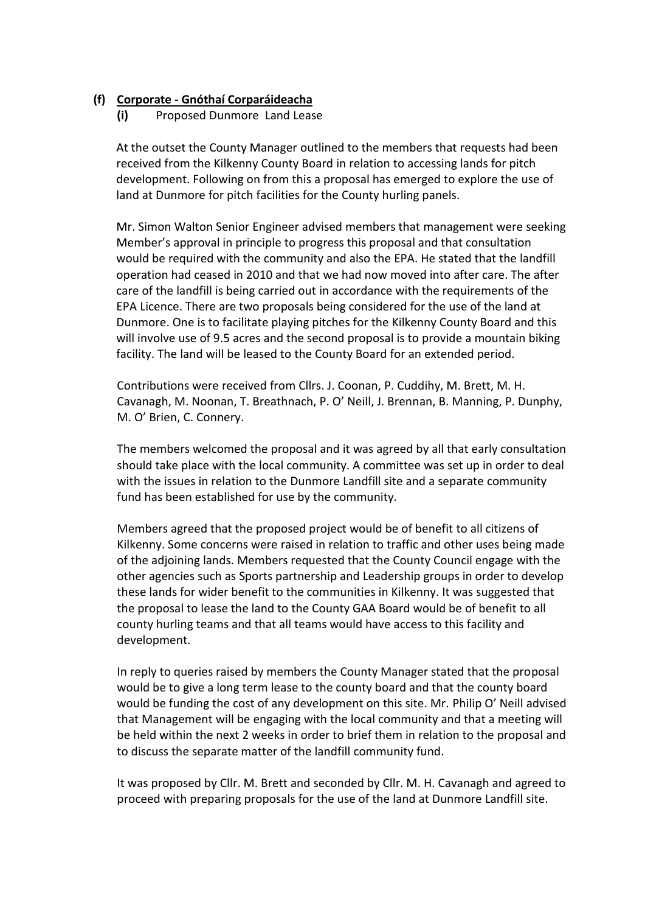**(f) Corporate - Gnóthaí Corparáideacha**

**(i)** Proposed Dunmore Land Lease

At the outset the County Manager outlined to the members that requests had been received from the Kilkenny County Board in relation to accessing lands for pitch development. Following on from this a proposal has emerged to explore the use of land at Dunmore for pitch facilities for the County hurling panels.

Mr. Simon Walton Senior Engineer advised members that management were seeking Member's approval in principle to progress this proposal and that consultation would be required with the community and also the EPA. He stated that the landfill operation had ceased in 2010 and that we had now moved into after care. The after care of the landfill is being carried out in accordance with the requirements of the EPA Licence. There are two proposals being considered for the use of the land at Dunmore. One is to facilitate playing pitches for the Kilkenny County Board and this will involve use of 9.5 acres and the second proposal is to provide a mountain biking facility. The land will be leased to the County Board for an extended period.

Contributions were received from Cllrs. J. Coonan, P. Cuddihy, M. Brett, M. H. Cavanagh, M. Noonan, T. Breathnach, P. O' Neill, J. Brennan, B. Manning, P. Dunphy, M. O' Brien, C. Connery.

The members welcomed the proposal and it was agreed by all that early consultation should take place with the local community. A committee was set up in order to deal with the issues in relation to the Dunmore Landfill site and a separate community fund has been established for use by the community.

Members agreed that the proposed project would be of benefit to all citizens of Kilkenny. Some concerns were raised in relation to traffic and other uses being made of the adjoining lands. Members requested that the County Council engage with the other agencies such as Sports partnership and Leadership groups in order to develop these lands for wider benefit to the communities in Kilkenny. It was suggested that the proposal to lease the land to the County GAA Board would be of benefit to all county hurling teams and that all teams would have access to this facility and development.

In reply to queries raised by members the County Manager stated that the proposal would be to give a long term lease to the county board and that the county board would be funding the cost of any development on this site. Mr. Philip O' Neill advised that Management will be engaging with the local community and that a meeting will be held within the next 2 weeks in order to brief them in relation to the proposal and to discuss the separate matter of the landfill community fund.

It was proposed by Cllr. M. Brett and seconded by Cllr. M. H. Cavanagh and agreed to proceed with preparing proposals for the use of the land at Dunmore Landfill site.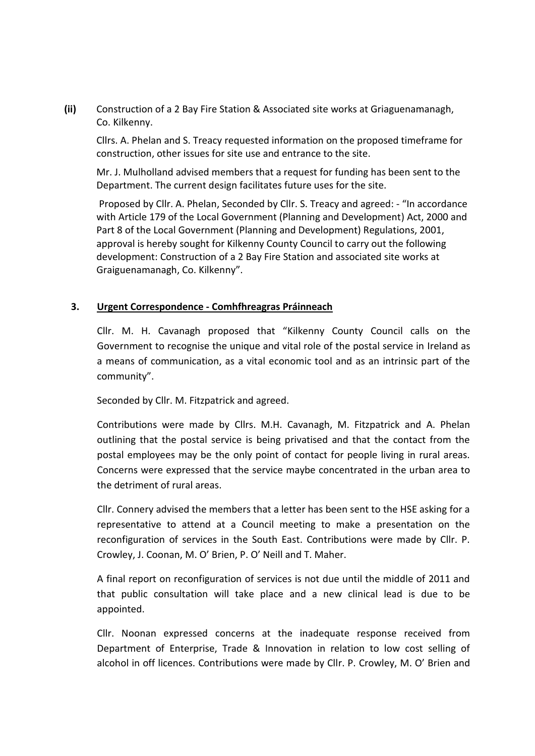**(ii)** Construction of a 2 Bay Fire Station & Associated site works at Griaguenamanagh, Co. Kilkenny.

Cllrs. A. Phelan and S. Treacy requested information on the proposed timeframe for construction, other issues for site use and entrance to the site.

Mr. J. Mulholland advised members that a request for funding has been sent to the Department. The current design facilitates future uses for the site.

Proposed by Cllr. A. Phelan, Seconded by Cllr. S. Treacy and agreed: - "In accordance with Article 179 of the Local Government (Planning and Development) Act, 2000 and Part 8 of the Local Government (Planning and Development) Regulations, 2001, approval is hereby sought for Kilkenny County Council to carry out the following development: Construction of a 2 Bay Fire Station and associated site works at Graiguenamanagh, Co. Kilkenny".

**3. <u>Urgent Correspondence - Comhfhreagras Práinneach</u>**

Cllr. M. H. Cavanagh proposed that "Kilkenny County Council calls on the Government to recognise the unique and vital role of the postal service in Ireland as a means of communication, as a vital economic tool and as an intrinsic part of the community".

Seconded by Cllr. M. Fitzpatrick and agreed.

Contributions were made by Cllrs. M.H. Cavanagh, M. Fitzpatrick and A. Phelan outlining that the postal service is being privatised and that the contact from the postal employees may be the only point of contact for people living in rural areas. Concerns were expressed that the service maybe concentrated in the urban area to the detriment of rural areas.

Cllr. Connery advised the members that a letter has been sent to the HSE asking for a representative to attend at a Council meeting to make a presentation on the reconfiguration of services in the South East. Contributions were made by Cllr. P. Crowley, J. Coonan, M. O' Brien, P. O' Neill and T. Maher.

A final report on reconfiguration of services is not due until the middle of 2011 and that public consultation will take place and a new clinical lead is due to be appointed.

Cllr. Noonan expressed concerns at the inadequate response received from Department of Enterprise, Trade & Innovation in relation to low cost selling of alcohol in off licences. Contributions were made by Cllr. P. Crowley, M. O' Brien and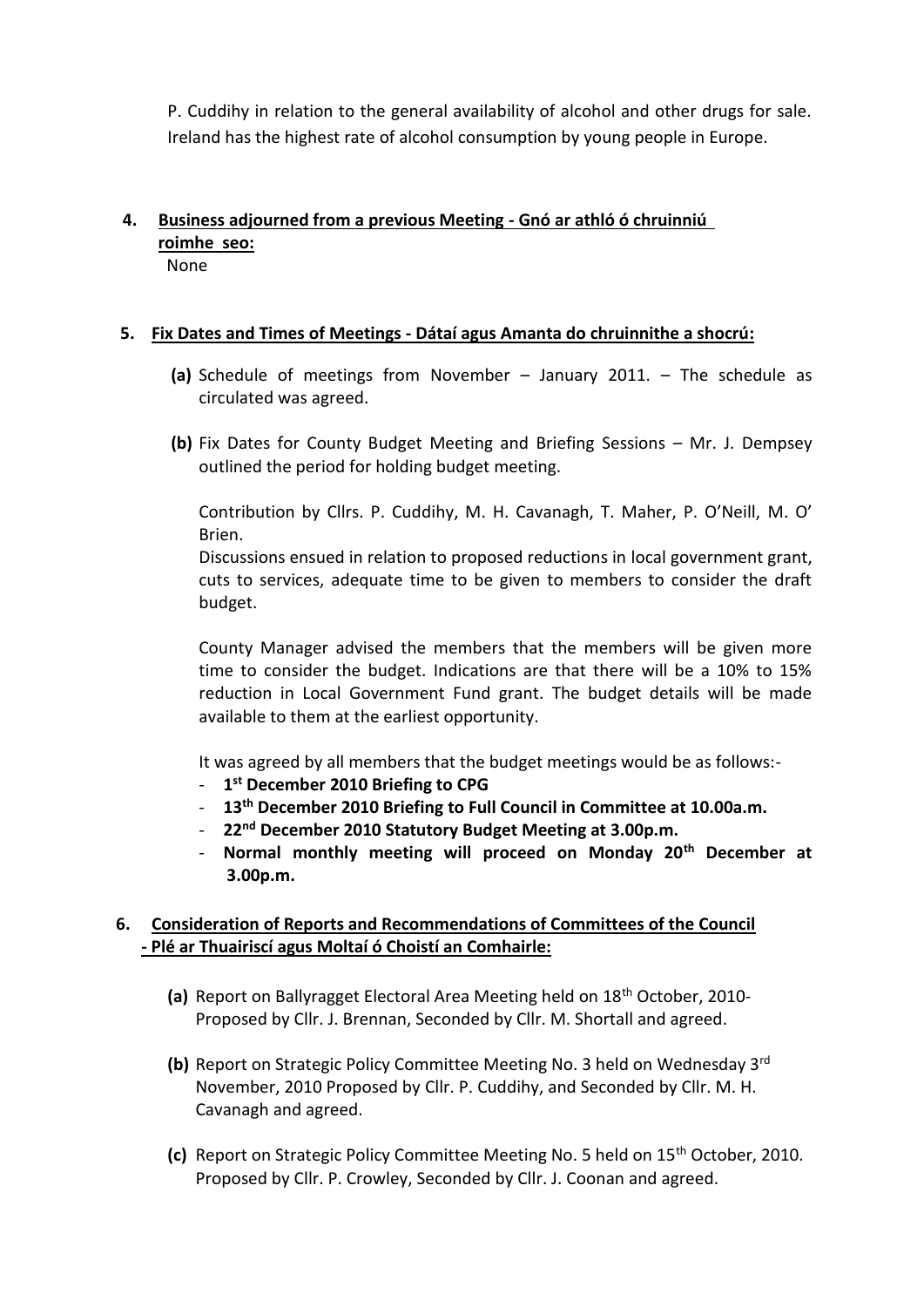P. Cuddihy in relation to the general availability of alcohol and other drugs for sale. Ireland has the highest rate of alcohol consumption by young people in Europe.

**4. Business adjourned from a previous Meeting - Gnó ar athló ó chruinniú roimhe seo:**

None

**5. Fix Dates and Times of Meetings - Dátaí agus Amanta do chruinnithe a shocrú:**

**(a)** Schedule of meetings from November – January 2011. – The schedule as circulated was agreed.

**(b)** Fix Dates for County Budget Meeting and Briefing Sessions – Mr. J. Dempsey outlined the period for holding budget meeting.

Contribution by Cllrs. P. Cuddihy, M. H. Cavanagh, T. Maher, P. O'Neill, M. O' Brien.

Discussions ensued in relation to proposed reductions in local government grant, cuts to services, adequate time to be given to members to consider the draft budget.

County Manager advised the members that the members will be given more time to consider the budget. Indications are that there will be a 10% to 15% reduction in Local Government Fund grant. The budget details will be made available to them at the earliest opportunity.

It was agreed by all members that the budget meetings would be as follows:-

- **1st December 2010 Briefing to CPG**
- **13th December 2010 Briefing to Full Council in Committee at 10.00a.m.**
- **22nd December 2010 Statutory Budget Meeting at 3.00p.m.**
- **Normal monthly meeting will proceed on Monday 20th December at 3.00p.m.**

**6. Consideration of Reports and Recommendations of Committees of the Council - Plé ar Thuairiscí agus Moltaí ó Choistí an Comhairle:**

**(a)** Report on Ballyragget Electoral Area Meeting held on 18th October, 2010- Proposed by Cllr. J. Brennan, Seconded by Cllr. M. Shortall and agreed.

**(b)** Report on Strategic Policy Committee Meeting No. 3 held on Wednesday 3rd November, 2010 Proposed by Cllr. P. Cuddihy, and Seconded by Cllr. M. H. Cavanagh and agreed.

**(c)** Report on Strategic Policy Committee Meeting No. 5 held on 15th October, 2010. Proposed by Cllr. P. Crowley, Seconded by Cllr. J. Coonan and agreed.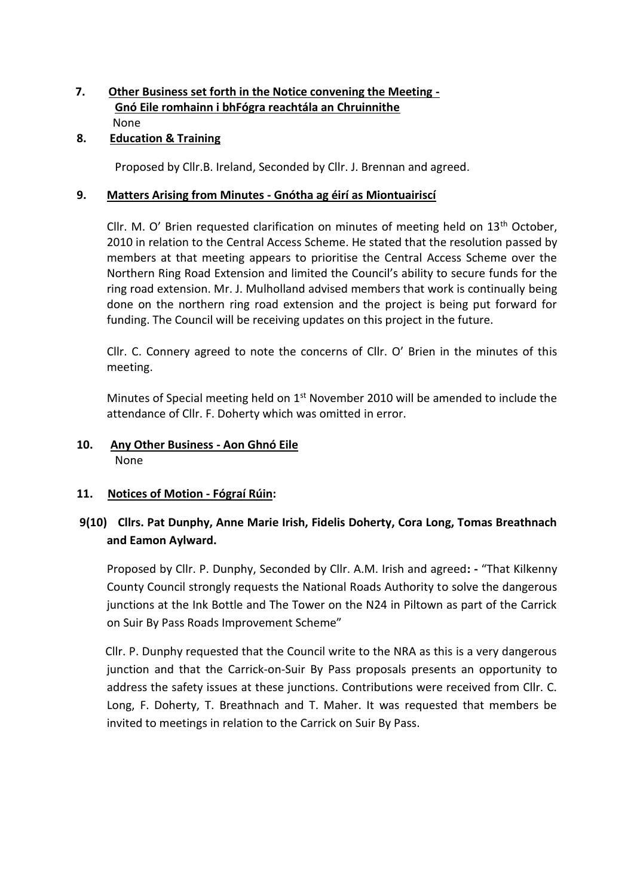**7. Other Business set forth in the Notice convening the Meeting - Gnó Eile romhainn i bhFógra reachtála an Chruinnithe**

None

**8. Education & Training**

Proposed by Cllr.B. Ireland, Seconded by Cllr. J. Brennan and agreed.

**9. Matters Arising from Minutes - Gnótha ag éirí as Miontuairiscí**

Cllr. M. O' Brien requested clarification on minutes of meeting held on 13th October, 2010 in relation to the Central Access Scheme. He stated that the resolution passed by members at that meeting appears to prioritise the Central Access Scheme over the Northern Ring Road Extension and limited the Council's ability to secure funds for the ring road extension. Mr. J. Mulholland advised members that work is continually being done on the northern ring road extension and the project is being put forward for funding. The Council will be receiving updates on this project in the future.

Cllr. C. Connery agreed to note the concerns of Cllr. O' Brien in the minutes of this meeting.

Minutes of Special meeting held on 1st November 2010 will be amended to include the attendance of Cllr. F. Doherty which was omitted in error.

**10. Any Other Business - Aon Ghnó Eile**

None

**11. Notices of Motion - Fógraí Rúin:**

**9(10) Cllrs. Pat Dunphy, Anne Marie Irish, Fidelis Doherty, Cora Long, Tomas Breathnach and Eamon Aylward.**

Proposed by Cllr. P. Dunphy, Seconded by Cllr. A.M. Irish and agreed**: -** "That Kilkenny County Council strongly requests the National Roads Authority to solve the dangerous junctions at the Ink Bottle and The Tower on the N24 in Piltown as part of the Carrick on Suir By Pass Roads Improvement Scheme"

Cllr. P. Dunphy requested that the Council write to the NRA as this is a very dangerous junction and that the Carrick-on-Suir By Pass proposals presents an opportunity to address the safety issues at these junctions. Contributions were received from Cllr. C. Long, F. Doherty, T. Breathnach and T. Maher. It was requested that members be invited to meetings in relation to the Carrick on Suir By Pass.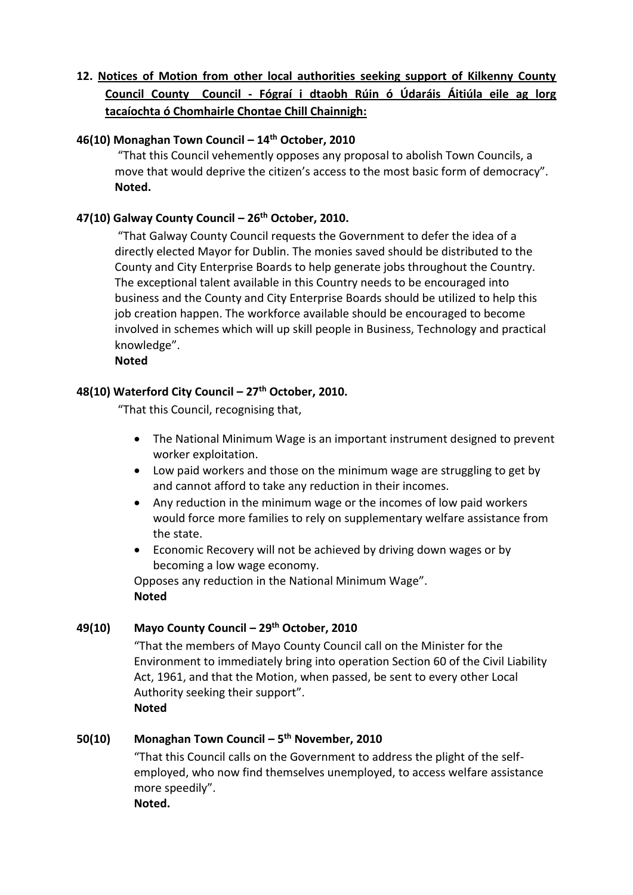## 12. Notices of Motion from other local authorities seeking support of Kilkenny County Council County Council - Fógraí i dtaobh Rúin ó Údaráis Áitiúla eile ag lorg tacaíochta ó Chomhairle Chontae Chill Chainnigh:

### 46(10) Monaghan Town Council – 14th October, 2010

"That this Council vehemently opposes any proposal to abolish Town Councils, a move that would deprive the citizen's access to the most basic form of democracy".
**Noted.**

### 47(10) Galway County Council – 26th October, 2010.

"That Galway County Council requests the Government to defer the idea of a directly elected Mayor for Dublin. The monies saved should be distributed to the County and City Enterprise Boards to help generate jobs throughout the Country. The exceptional talent available in this Country needs to be encouraged into business and the County and City Enterprise Boards should be utilized to help this job creation happen. The workforce available should be encouraged to become involved in schemes which will up skill people in Business, Technology and practical knowledge".
**Noted**

### 48(10) Waterford City Council – 27th October, 2010.

"That this Council, recognising that,

- The National Minimum Wage is an important instrument designed to prevent worker exploitation.
- Low paid workers and those on the minimum wage are struggling to get by and cannot afford to take any reduction in their incomes.
- Any reduction in the minimum wage or the incomes of low paid workers would force more families to rely on supplementary welfare assistance from the state.
- Economic Recovery will not be achieved by driving down wages or by becoming a low wage economy.

Opposes any reduction in the National Minimum Wage".
**Noted**

### 49(10) Mayo County Council – 29th October, 2010

"That the members of Mayo County Council call on the Minister for the Environment to immediately bring into operation Section 60 of the Civil Liability Act, 1961, and that the Motion, when passed, be sent to every other Local Authority seeking their support".
**Noted**

### 50(10) Monaghan Town Council – 5th November, 2010

"That this Council calls on the Government to address the plight of the self-employed, who now find themselves unemployed, to access welfare assistance more speedily".
**Noted.**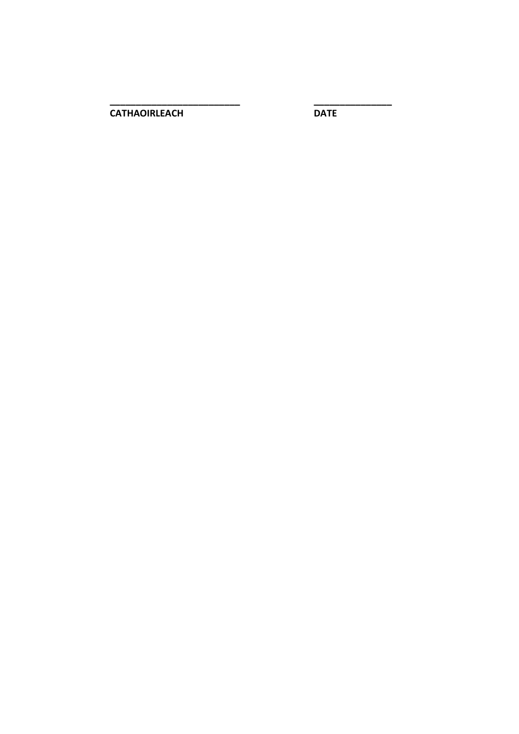| | |
|---|---|
| ___________________________ | ________________ |
| **CATHAOIRLEACH** | **DATE** |